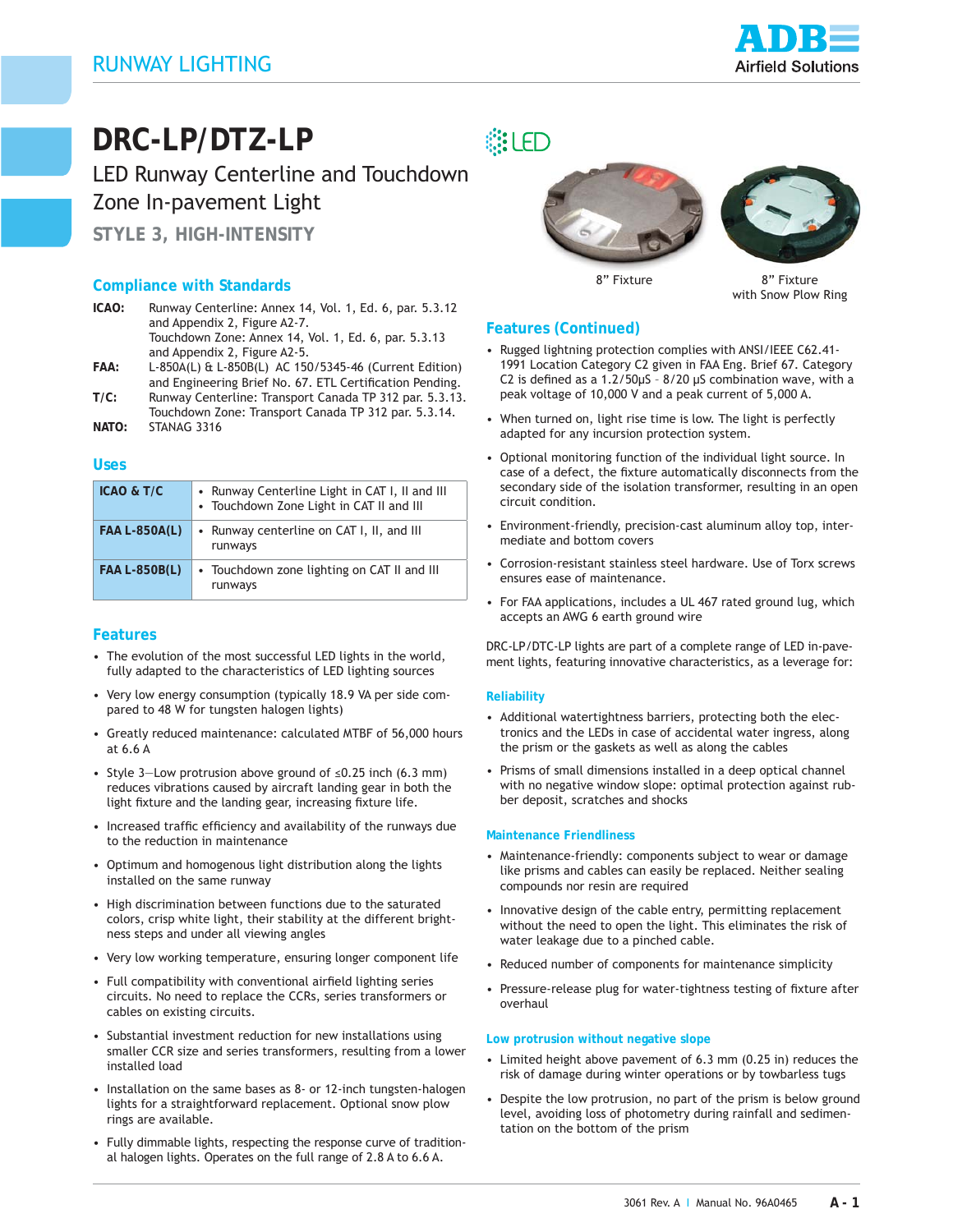# DRC-LP/DTZ-LP

## LED Runway Centerline and Touchdown Zone In-pavement Light

### STYLE 3, HIGH-INTENSITY

8" Fixture

8" Fixture with Snow Plow Ring

## Compliance with Standards

**ICAO:** Runway Centerline: Annex 14, Vol. 1, Ed. 6, par. 5.3.12 and Appendix 2, Figure A2-7.
Touchdown Zone: Annex 14, Vol. 1, Ed. 6, par. 5.3.13 and Appendix 2, Figure A2-5.

**FAA:** L-850A(L) & L-850B(L) AC 150/5345-46 (Current Edition) and Engineering Brief No. 67. ETL Certification Pending.

**T/C:** Runway Centerline: Transport Canada TP 312 par. 5.3.13.
Touchdown Zone: Transport Canada TP 312 par. 5.3.14.

**NATO:** STANAG 3316

## Uses

| | |
|---|---|
| **ICAO & T/C** | • Runway Centerline Light in CAT I, II and III<br>• Touchdown Zone Light in CAT II and III |
| **FAA L-850A(L)** | • Runway centerline on CAT I, II, and III runways |
| **FAA L-850B(L)** | • Touchdown zone lighting on CAT II and III runways |

## Features

- The evolution of the most successful LED lights in the world, fully adapted to the characteristics of LED lighting sources
- Very low energy consumption (typically 18.9 VA per side compared to 48 W for tungsten halogen lights)
- Greatly reduced maintenance: calculated MTBF of 56,000 hours at 6.6 A
- Style 3—Low protrusion above ground of ≤0.25 inch (6.3 mm) reduces vibrations caused by aircraft landing gear in both the light fixture and the landing gear, increasing fixture life.
- Increased traffic efficiency and availability of the runways due to the reduction in maintenance
- Optimum and homogenous light distribution along the lights installed on the same runway
- High discrimination between functions due to the saturated colors, crisp white light, their stability at the different brightness steps and under all viewing angles
- Very low working temperature, ensuring longer component life
- Full compatibility with conventional airfield lighting series circuits. No need to replace the CCRs, series transformers or cables on existing circuits.
- Substantial investment reduction for new installations using smaller CCR size and series transformers, resulting from a lower installed load
- Installation on the same bases as 8- or 12-inch tungsten-halogen lights for a straightforward replacement. Optional snow plow rings are available.
- Fully dimmable lights, respecting the response curve of traditional halogen lights. Operates on the full range of 2.8 A to 6.6 A.

## Features (Continued)

- Rugged lightning protection complies with ANSI/IEEE C62.41-1991 Location Category C2 given in FAA Eng. Brief 67. Category C2 is defined as a 1.2/50µS – 8/20 µS combination wave, with a peak voltage of 10,000 V and a peak current of 5,000 A.
- When turned on, light rise time is low. The light is perfectly adapted for any incursion protection system.
- Optional monitoring function of the individual light source. In case of a defect, the fixture automatically disconnects from the secondary side of the isolation transformer, resulting in an open circuit condition.
- Environment-friendly, precision-cast aluminum alloy top, intermediate and bottom covers
- Corrosion-resistant stainless steel hardware. Use of Torx screws ensures ease of maintenance.
- For FAA applications, includes a UL 467 rated ground lug, which accepts an AWG 6 earth ground wire

DRC-LP/DTC-LP lights are part of a complete range of LED in-pavement lights, featuring innovative characteristics, as a leverage for:

### Reliability

- Additional watertightness barriers, protecting both the electronics and the LEDs in case of accidental water ingress, along the prism or the gaskets as well as along the cables
- Prisms of small dimensions installed in a deep optical channel with no negative window slope: optimal protection against rubber deposit, scratches and shocks

### Maintenance Friendliness

- Maintenance-friendly: components subject to wear or damage like prisms and cables can easily be replaced. Neither sealing compounds nor resin are required
- Innovative design of the cable entry, permitting replacement without the need to open the light. This eliminates the risk of water leakage due to a pinched cable.
- Reduced number of components for maintenance simplicity
- Pressure-release plug for water-tightness testing of fixture after overhaul

### Low protrusion without negative slope

- Limited height above pavement of 6.3 mm (0.25 in) reduces the risk of damage during winter operations or by towbarless tugs
- Despite the low protrusion, no part of the prism is below ground level, avoiding loss of photometry during rainfall and sedimentation on the bottom of the prism

3061 Rev. A | Manual No. 96A0465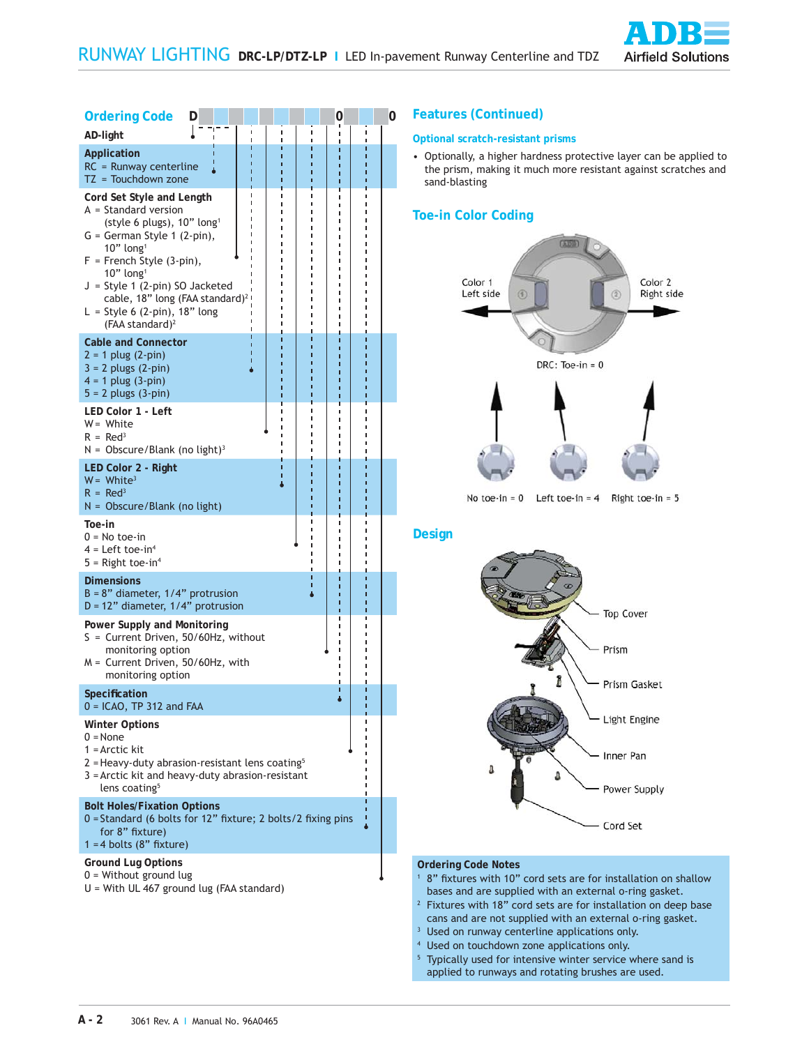## Ordering Code

D _ _ _ _ _ _ _ _ _ 0 _ _ 0

**AD-light**

**Application**
- RC = Runway centerline
- TZ = Touchdown zone

**Cord Set Style and Length**
- A = Standard version (style 6 plugs), 10” long[1]
- G = German Style 1 (2-pin), 10” long[1]
- F = French Style (3-pin), 10” long[1]
- J = Style 1 (2-pin) SO Jacketed cable, 18” long (FAA standard)[2]
- L = Style 6 (2-pin), 18” long (FAA standard)[2]

**Cable and Connector**
- 2 = 1 plug (2-pin)
- 3 = 2 plugs (2-pin)
- 4 = 1 plug (3-pin)
- 5 = 2 plugs (3-pin)

**LED Color 1 - Left**
- W = White
- R = Red[3]
- N = Obscure/Blank (no light)[3]

**LED Color 2 - Right**
- W = White[3]
- R = Red[3]
- N = Obscure/Blank (no light)

**Toe-in**
- 0 = No toe-in
- 4 = Left toe-in[4]
- 5 = Right toe-in[4]

**Dimensions**
- B = 8” diameter, 1/4” protrusion
- D = 12” diameter, 1/4” protrusion

**Power Supply and Monitoring**
- S = Current Driven, 50/60Hz, without monitoring option
- M = Current Driven, 50/60Hz, with monitoring option

**Specification**
- 0 = ICAO, TP 312 and FAA

**Winter Options**
- 0 = None
- 1 = Arctic kit
- 2 = Heavy-duty abrasion-resistant lens coating[5]
- 3 = Arctic kit and heavy-duty abrasion-resistant lens coating[5]

**Bolt Holes/Fixation Options**
- 0 = Standard (6 bolts for 12” fixture; 2 bolts/2 fixing pins for 8” fixture)
- 1 = 4 bolts (8” fixture)

**Ground Lug Options**
- 0 = Without ground lug
- U = With UL 467 ground lug (FAA standard)

## Features (Continued)

### Optional scratch-resistant prisms

- Optionally, a higher hardness protective layer can be applied to the prism, making it much more resistant against scratches and sand-blasting

## Toe-in Color Coding

Color 1 Left side — Color 2 Right side

DRC: Toe-in = 0

No toe-in = 0 | Left toe-in = 4 | Right toe-in = 5

## Design

Top Cover, Prism, Prism Gasket, Light Engine, Inner Pan, Power Supply, Cord Set

### Ordering Code Notes

1. 8” fixtures with 10” cord sets are for installation on shallow bases and are supplied with an external o-ring gasket.
2. Fixtures with 18” cord sets are for installation on deep base cans and are not supplied with an external o-ring gasket.
3. Used on runway centerline applications only.
4. Used on touchdown zone applications only.
5. Typically used for intensive winter service where sand is applied to runways and rotating brushes are used.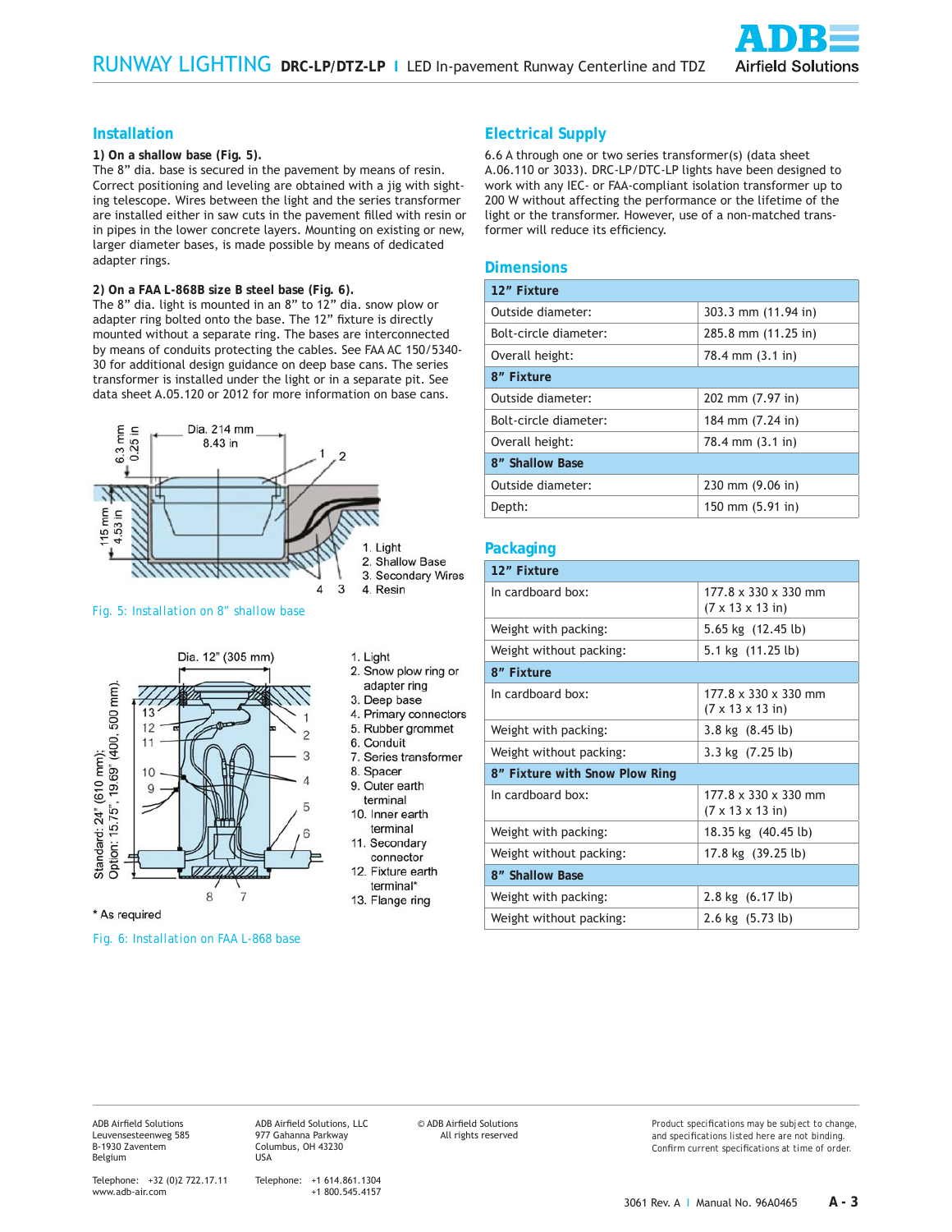## Installation

**1) On a shallow base (Fig. 5).**
The 8" dia. base is secured in the pavement by means of resin. Correct positioning and leveling are obtained with a jig with sighting telescope. Wires between the light and the series transformer are installed either in saw cuts in the pavement filled with resin or in pipes in the lower concrete layers. Mounting on existing or new, larger diameter bases, is made possible by means of dedicated adapter rings.

**2) On a FAA L-868B size B steel base (Fig. 6).**
The 8" dia. light is mounted in an 8" to 12" dia. snow plow or adapter ring bolted onto the base. The 12" fixture is directly mounted without a separate ring. The bases are interconnected by means of conduits protecting the cables. See FAA AC 150/5340-30 for additional design guidance on deep base cans. The series transformer is installed under the light or in a separate pit. See data sheet A.05.120 or 2012 for more information on base cans.

Dia. 214 mm
8.43 in
6.3 mm
0.25 in
115 mm
4.53 in
1. Light
2. Shallow Base
3. Secondary Wires
4. Resin

Fig. 5: Installation on 8" shallow base

Dia. 12" (305 mm)
Standard: 24" (610 mm);
Option: 15.75", 19.69" (400, 500 mm).
1. Light
2. Snow plow ring or adapter ring
3. Deep base
4. Primary connectors
5. Rubber grommet
6. Conduit
7. Series transformer
8. Spacer
9. Outer earth terminal
10. Inner earth terminal
11. Secondary connector
12. Fixture earth terminal*
13. Flange ring

* As required

Fig. 6: Installation on FAA L-868 base

## Electrical Supply

6.6 A through one or two series transformer(s) (data sheet A.06.110 or 3033). DRC-LP/DTC-LP lights have been designed to work with any IEC- or FAA-compliant isolation transformer up to 200 W without affecting the performance or the lifetime of the light or the transformer. However, use of a non-matched transformer will reduce its efficiency.

## Dimensions

| | |
|---|---|
| **12" Fixture** | |
| Outside diameter: | 303.3 mm (11.94 in) |
| Bolt-circle diameter: | 285.8 mm (11.25 in) |
| Overall height: | 78.4 mm (3.1 in) |
| **8" Fixture** | |
| Outside diameter: | 202 mm (7.97 in) |
| Bolt-circle diameter: | 184 mm (7.24 in) |
| Overall height: | 78.4 mm (3.1 in) |
| **8" Shallow Base** | |
| Outside diameter: | 230 mm (9.06 in) |
| Depth: | 150 mm (5.91 in) |

## Packaging

| | |
|---|---|
| **12" Fixture** | |
| In cardboard box: | 177.8 x 330 x 330 mm (7 x 13 x 13 in) |
| Weight with packing: | 5.65 kg (12.45 lb) |
| Weight without packing: | 5.1 kg (11.25 lb) |
| **8" Fixture** | |
| In cardboard box: | 177.8 x 330 x 330 mm (7 x 13 x 13 in) |
| Weight with packing: | 3.8 kg (8.45 lb) |
| Weight without packing: | 3.3 kg (7.25 lb) |
| **8" Fixture with Snow Plow Ring** | |
| In cardboard box: | 177.8 x 330 x 330 mm (7 x 13 x 13 in) |
| Weight with packing: | 18.35 kg (40.45 lb) |
| Weight without packing: | 17.8 kg (39.25 lb) |
| **8" Shallow Base** | |
| Weight with packing: | 2.8 kg (6.17 lb) |
| Weight without packing: | 2.6 kg (5.73 lb) |

ADB Airfield Solutions
Leuvensesteenweg 585
B-1930 Zaventem
Belgium

Telephone: +32 (0)2 722.17.11
www.adb-air.com

ADB Airfield Solutions, LLC
977 Gahanna Parkway
Columbus, OH 43230
USA

Telephone: +1 614.861.1304
+1 800.545.4157

© ADB Airfield Solutions
All rights reserved

Product specifications may be subject to change, and specifications listed here are not binding. Confirm current specifications at time of order.

3061 Rev. A | Manual No. 96A0465